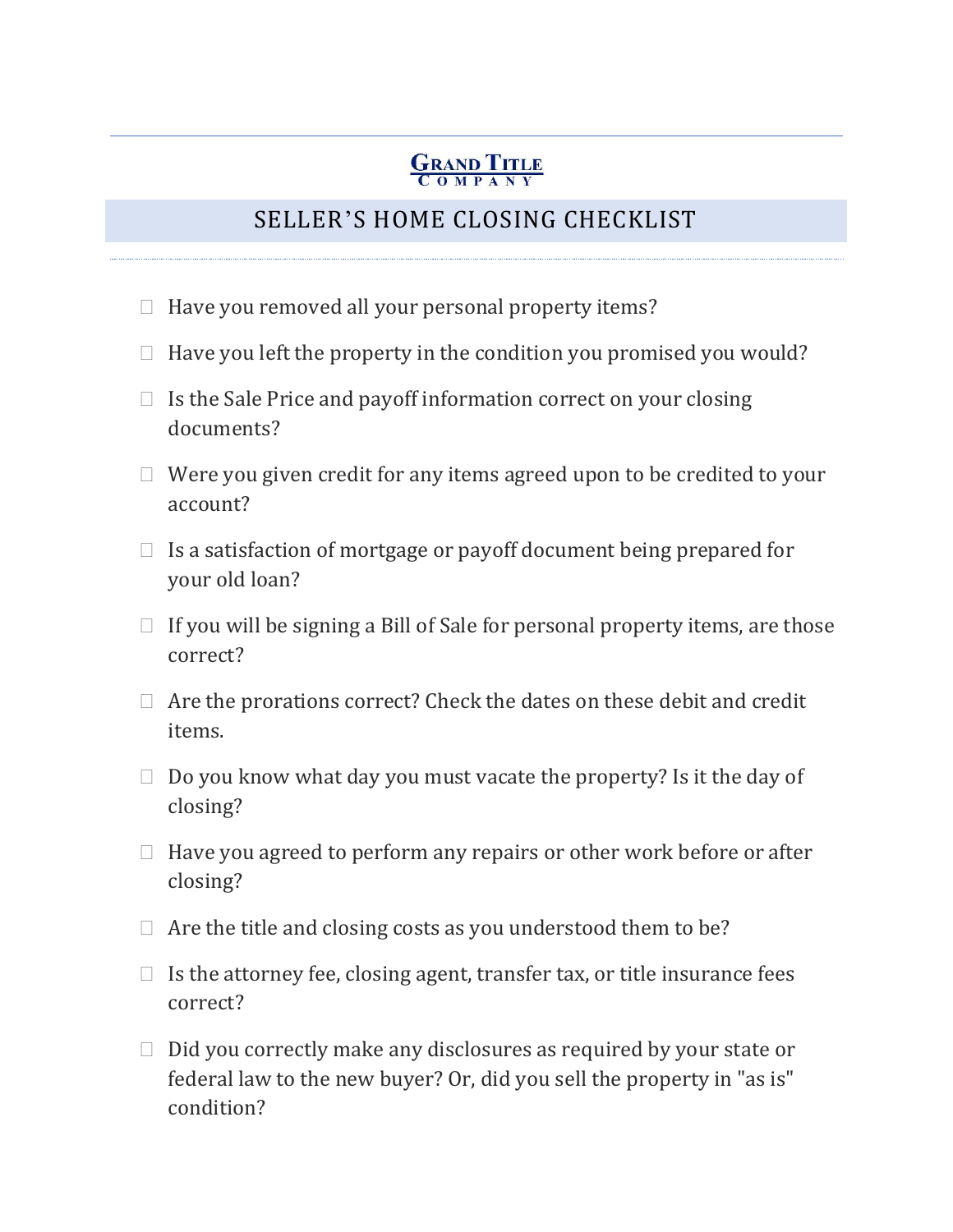**GRAND TITLE COMPANY**

# SELLER'S HOME CLOSING CHECKLIST

- [ ] Have you removed all your personal property items?
- [ ] Have you left the property in the condition you promised you would?
- [ ] Is the Sale Price and payoff information correct on your closing documents?
- [ ] Were you given credit for any items agreed upon to be credited to your account?
- [ ] Is a satisfaction of mortgage or payoff document being prepared for your old loan?
- [ ] If you will be signing a Bill of Sale for personal property items, are those correct?
- [ ] Are the prorations correct? Check the dates on these debit and credit items.
- [ ] Do you know what day you must vacate the property? Is it the day of closing?
- [ ] Have you agreed to perform any repairs or other work before or after closing?
- [ ] Are the title and closing costs as you understood them to be?
- [ ] Is the attorney fee, closing agent, transfer tax, or title insurance fees correct?
- [ ] Did you correctly make any disclosures as required by your state or federal law to the new buyer? Or, did you sell the property in "as is" condition?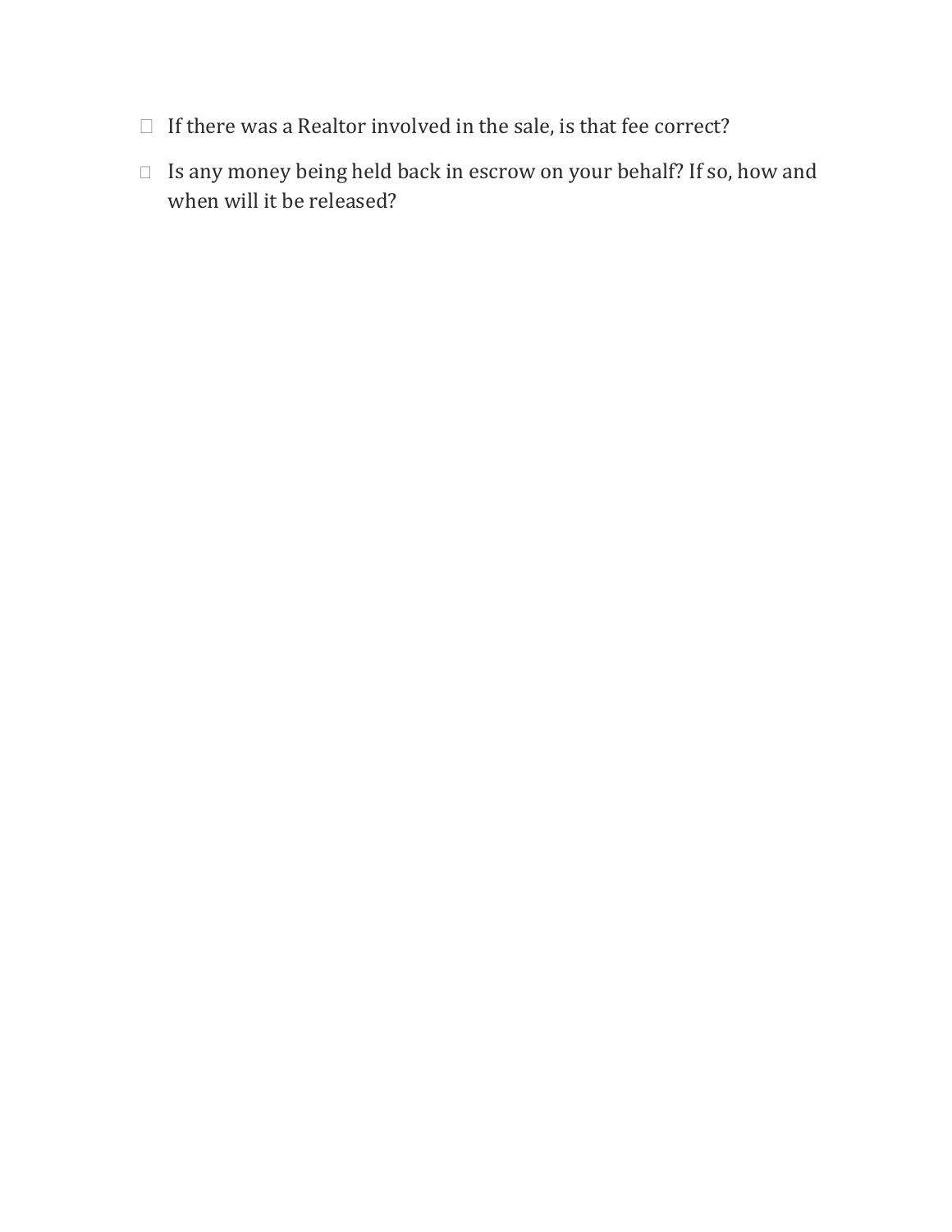- If there was a Realtor involved in the sale, is that fee correct?
- Is any money being held back in escrow on your behalf? If so, how and when will it be released?